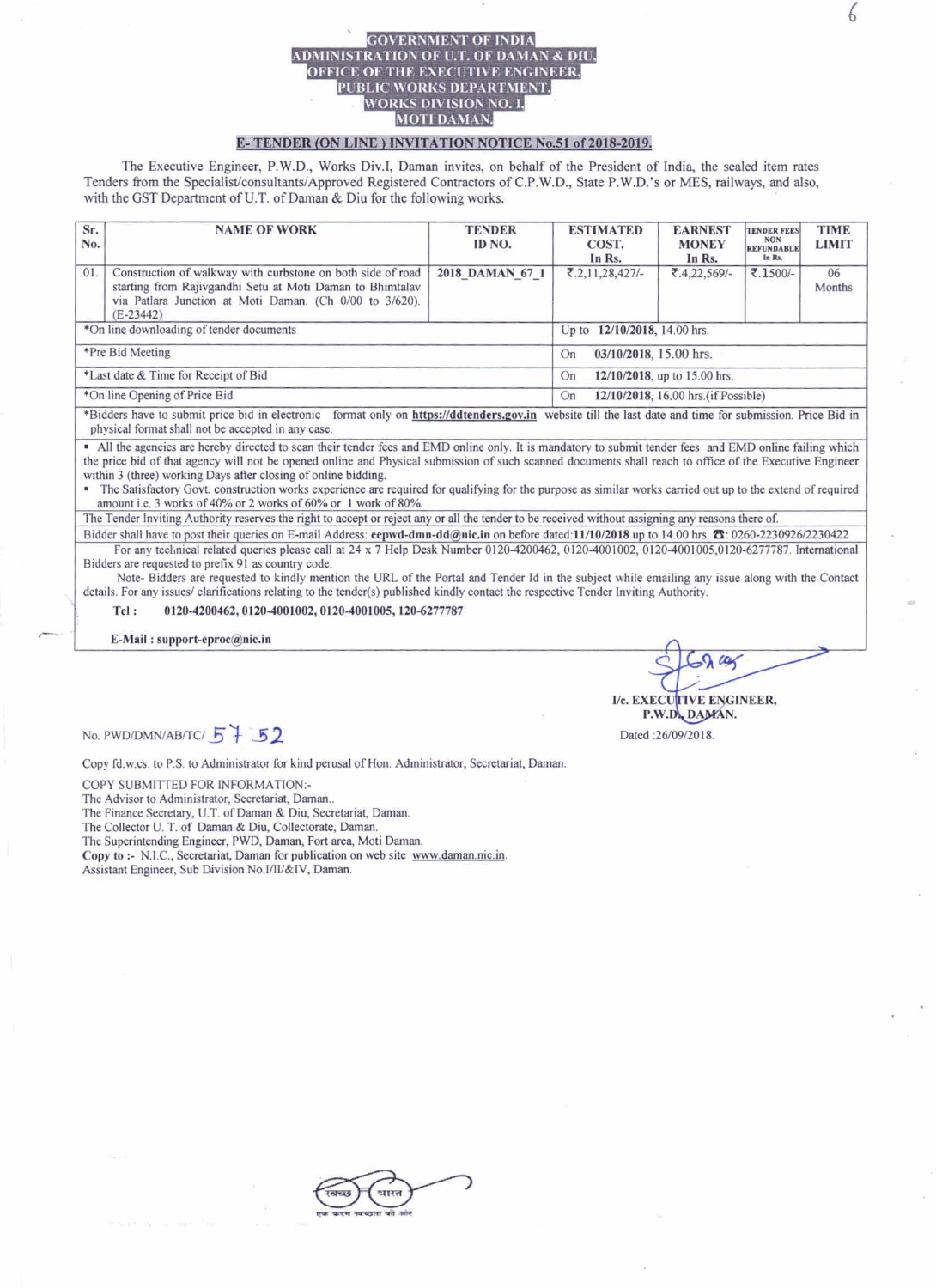**GOVERNMENT OF INDIA**
**ADMINISTRATION OF U.T. OF DAMAN & DIU.**
**OFFICE OF THE EXECUTIVE ENGINEER.**
**PUBLIC WORKS DEPARTMENT.**
**WORKS DIVISION NO. I.**
**MOTI DAMAN.**

## E- TENDER (ON LINE ) INVITATION NOTICE No.51 of 2018-2019.

The Executive Engineer, P.W.D., Works Div.I, Daman invites, on behalf of the President of India, the sealed item rates Tenders from the Specialist/consultants/Approved Registered Contractors of C.P.W.D., State P.W.D.'s or MES, railways, and also, with the GST Department of U.T. of Daman & Diu for the following works.

| Sr. No. | NAME OF WORK | TENDER ID NO. | ESTIMATED COST. In Rs. | EARNEST MONEY In Rs. | TENDER FEES NON REFUNDABLE In Rs. | TIME LIMIT |
|---|---|---|---|---|---|---|
| 01. | Construction of walkway with curbstone on both side of road starting from Rajivgandhi Setu at Moti Daman to Bhimtalav via Patlara Junction at Moti Daman. (Ch 0/00 to 3/620). (E-23442) | 2018_DAMAN_67_1 | ₹.2,11,28,427/- | ₹.4,22,569/- | ₹.1500/- | 06 Months |
| *On line downloading of tender documents | | | Up to **12/10/2018**, 14.00 hrs. | | | |
| *Pre Bid Meeting | | | On **03/10/2018**, 15.00 hrs. | | | |
| *Last date & Time for Receipt of Bid | | | On **12/10/2018**, up to 15.00 hrs. | | | |
| *On line Opening of Price Bid | | | On **12/10/2018**, 16.00 hrs.(if Possible) | | | |

*Bidders have to submit price bid in electronic format only on **https://ddtenders.gov.in** website till the last date and time for submission. Price Bid in physical format shall not be accepted in any case.

- All the agencies are hereby directed to scan their tender fees and EMD online only. It is mandatory to submit tender fees and EMD online failing which the price bid of that agency will not be opened online and Physical submission of such scanned documents shall reach to office of the Executive Engineer within 3 (three) working Days after closing of online bidding.
- The Satisfactory Govt. construction works experience are required for qualifying for the purpose as similar works carried out up to the extend of required amount i.e. 3 works of 40% or 2 works of 60% or 1 work of 80%.

The Tender Inviting Authority reserves the right to accept or reject any or all the tender to be received without assigning any reasons there of.

Bidder shall have to post their queries on E-mail Address: **eepwd-dmn-dd@nic.in** on before dated:**11/10/2018** up to 14.00 hrs. ☎: 0260-2230926/2230422

For any technical related queries please call at 24 x 7 Help Desk Number 0120-4200462, 0120-4001002, 0120-4001005,0120-6277787. International Bidders are requested to prefix 91 as country code.

Note- Bidders are requested to kindly mention the URL of the Portal and Tender Id in the subject while emailing any issue along with the Contact details. For any issues/ clarifications relating to the tender(s) published kindly contact the respective Tender Inviting Authority.

**Tel : 0120-4200462, 0120-4001002, 0120-4001005, 120-6277787**

**E-Mail : support-eproc@nic.in**

**I/c. EXECUTIVE ENGINEER,**
**P.W.D., DAMAN.**

No. PWD/DMN/AB/TC/ 5752

Dated :26/09/2018.

Copy fd.w.cs. to P.S. to Administrator for kind perusal of Hon. Administrator, Secretariat, Daman.

COPY SUBMITTED FOR INFORMATION:-
The Advisor to Administrator, Secretariat, Daman..
The Finance Secretary, U.T. of Daman & Diu, Secretariat, Daman.
The Collector U. T. of Daman & Diu, Collectorate, Daman.
The Superintending Engineer, PWD, Daman, Fort area, Moti Daman.
**Copy to :-** N.I.C., Secretariat, Daman for publication on web site www.daman.nic.in.
Assistant Engineer, Sub Division No.I/II/&IV, Daman.

स्वच्छ भारत
एक कदम स्वच्छता की ओर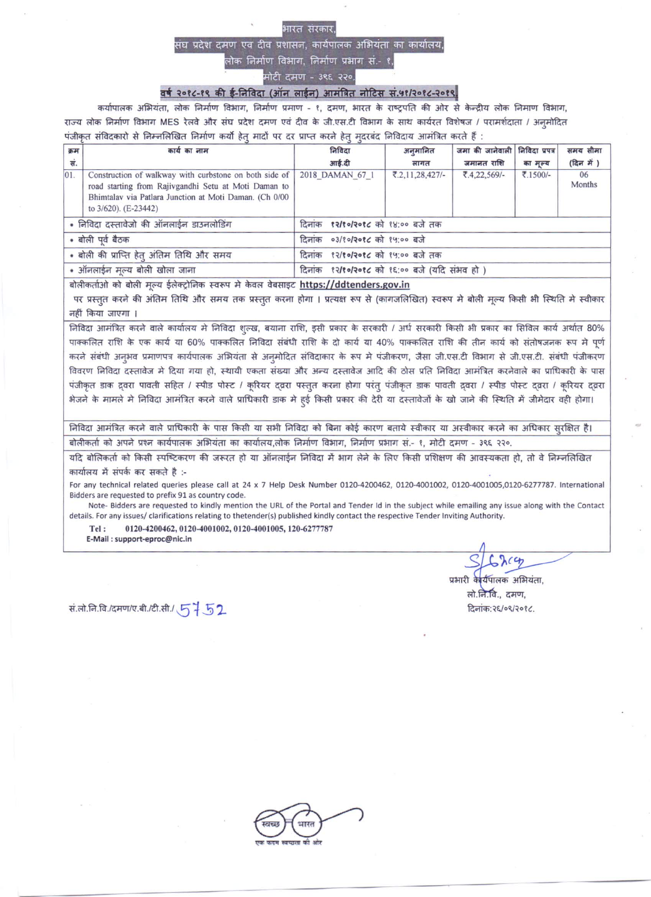भारत सरकार,
संघ प्रदेश दमण एव दीव प्रशासन, कार्यपालक अभियंता का कार्यालय,
लोक निर्माण विभाग, निर्माण प्रभाग सं.- १,
मोटी दमण - ३९६ २२०.

## वर्ष २०१८-१९ की ई-निविदा (ऑन लाईन) आमंत्रित नोटिस सं.७१/२०१८-२०१९.

कार्यपालक अभियंता, लोक निर्माण विभाग, निर्माण प्रमाण - १, दमण, भारत के राष्ट्रपति की ओर से केन्द्रीय लोक निमाण विभाग, राज्य लोक निर्माण विभाग MES रेलवे और संघ प्रदेश दमण एवं दीव के जी.एस.टी विभाग के साथ कार्यरत विशेषज / परामर्शदाता / अनुमोदित पंजीकृत संविदकारो से निम्नलिखित निर्माण कर्यो हेतु मादों पर दर प्राप्त करने हेतु मुदरबंद निविदाय आमंत्रित करते हैं :

| क्रम सं. | कार्य का नाम | निविदा आई.डी | अनुमानित लागत | जमा की जानेवाली जमानत राशि | निविदा प्रपत्र का मूल्य | समय सीमा (दिन में ) |
|---|---|---|---|---|---|---|
| 01. | Construction of walkway with curbstone on both side of road starting from Rajivgandhi Setu at Moti Daman to Bhimtalav via Patlara Junction at Moti Daman. (Ch 0/00 to 3/620). (E-23442) | 2018_DAMAN_67_1 | ₹.2,11,28,427/- | ₹.4,22,569/- | ₹.1500/- | 06 Months |
| • निविदा दस्तावेजो की ऑनलाईन डाउनलोडिंग | | दिनांक १२/१०/२०१८ को १४:०० बजे तक | | | | |
| • बोली पूर्व बैठक | | दिनांक ०३/१०/२०१८ को १५:०० बजे | | | | |
| • बोली की प्राप्ति हेतु अंतिम तिथि और समय | | दिनांक १२/१०/२०१८ को १५:०० बजे तक | | | | |
| • ऑनलाईन मूल्य बोली खोला जाना | | दिनांक १२/१०/२०१८ को १६:०० बजे (यदि संभव हो ) | | | | |

बोलीकर्ताओ को बोली मूल्य ईलेक्ट्रोनिक स्वरूप मे केवल वेबसाइट **https://ddtenders.gov.in** पर प्रस्तुत करने की अंतिम तिथि और समय तक प्रस्तुत करना होगा । प्रत्यक्ष रूप से (कागजलिखित) स्वरूप मे बोली मूल्य किसी भी स्थिति मे स्वीकार नहीं किया जाएगा ।

निविदा आमंत्रित करने वाले कार्यालय मे निविदा शुल्ख, बयाना राशि, इसी प्रकार के सरकारी / अर्ध सरकारी किसी भी प्रकार का सिविल कार्य अर्थात 80% पाक्कलित राशि के एक कार्य या 60% पाक्कलित निविदा संबंधी राशि के दो कार्य या 40% पाक्कलित राशि की तीन कार्य को संतोषजनक रूप मे पूर्ण करने संबंधी अनुभव प्रमाणपत्र कार्यपालक अभियंता से अनुमोदित संविदाकार के रूप मे पंजीकरण, जैसा जी.एस.टी विभाग व जी.एस.टी. संबंधी पंजीकरण विवरण निविदा दस्तावेज मे दिया गया हो, स्थायी एकता संख्या और अन्य दस्तावेज आदि की ठोस प्रति निविदा आमंत्रित करनेवाले का प्राधिकारी के पास पंजीकृत डाक द्वारा पावती सहित / स्पीड पोस्ट / कूरियर द्वारा पस्तुत करना होगा परंतु पंजीकृत डाक पावती द्वारा / स्पीड पोस्ट द्वारा / कूरियर द्वारा भेजने के मामले मे निविदा आमंत्रित करने वाले प्राधिकारी डाक मे हुई किसी प्रकार की देरी या दस्तावेजों के खो जाने की स्थिति में जीमेदार वही होगा।

निविदा आमंत्रित करने वाले प्राधिकारी के पास किसी या सभी निविदा को बिना कोई कारण बताये स्वीकार या अस्वीकार करने का अधिकार सुरक्षित है।

बोलीकर्ता को अपने प्रश्न कार्यपालक अभियंता का कार्यालय,लोक निर्माण विभाग, निर्माण प्रभाग सं.- १, मोटी दमण - ३९६ २२०.

यदि बोलिकर्ता को किसी स्पष्टिकरण की जरूरत हो या ऑनलाईन निविदा में भाग लेने के लिए किसी प्रशिक्षण की आवस्यकता हो, तो वे निम्नलिखित कार्यालय में संपर्क कर सकते है :-

For any technical related queries please call at 24 x 7 Help Desk Number 0120-4200462, 0120-4001002, 0120-4001005,0120-6277787. International Bidders are requested to prefix 91 as country code.

Note- Bidders are requested to kindly mention the URL of the Portal and Tender Id in the subject while emailing any issue along with the Contact details. For any issues/ clarifications relating to thetender(s) published kindly contact the respective Tender Inviting Authority.

**Tel :** 0120-4200462, 0120-4001002, 0120-4001005, 120-6277787
**E-Mail : support-eproc@nic.in**

प्रभारी कार्यपालक अभियंता,
लो.नि.वि., दमण,
दिनांक:२६/०९/२०१८.

सं.लो.नि.वि./दमण/ए.बी./टी.सी./ 5752

स्वच्छ भारत
एक कदम स्वच्छता की ओर